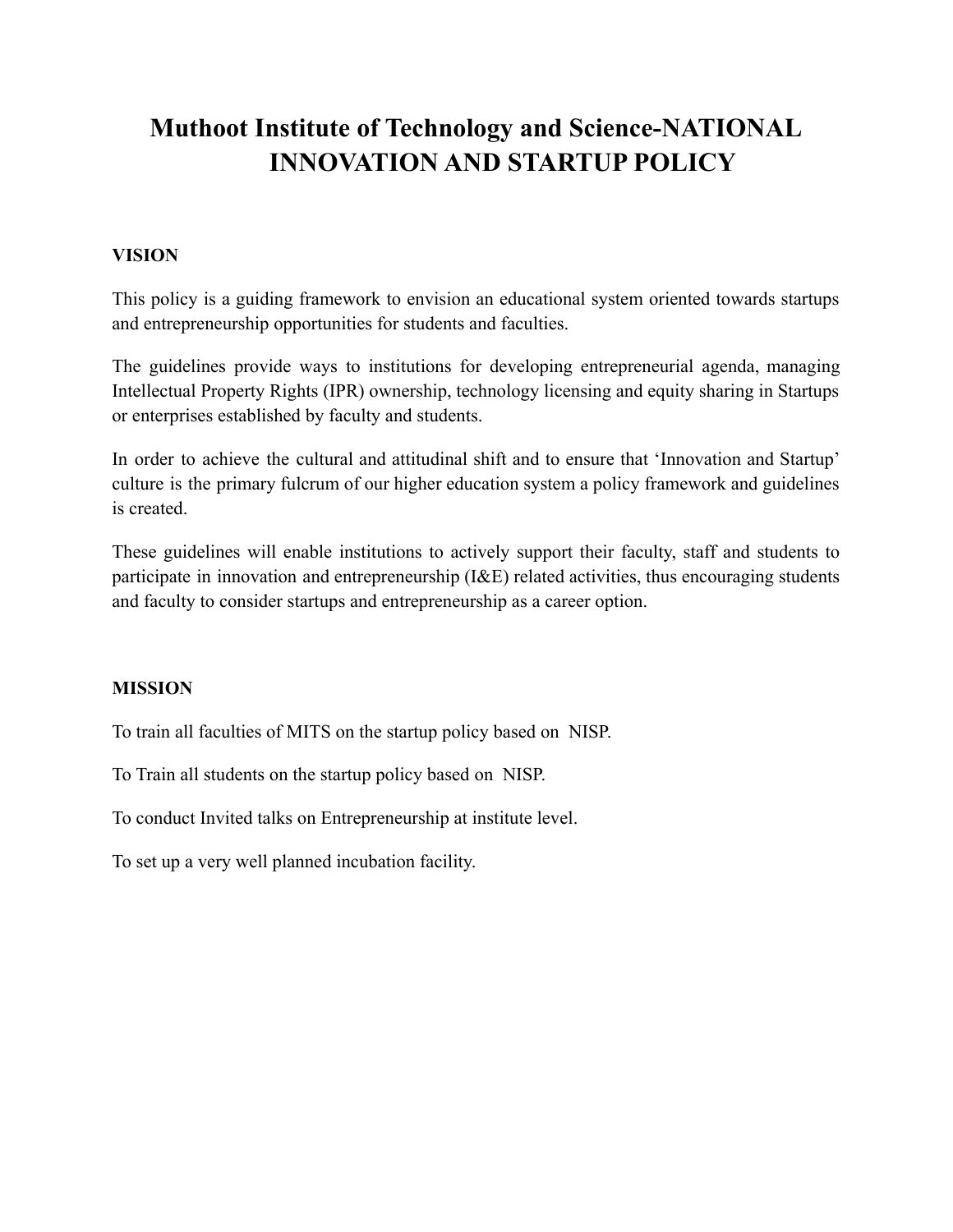# Muthoot Institute of Technology and Science-NATIONAL INNOVATION AND STARTUP POLICY

**VISION**

This policy is a guiding framework to envision an educational system oriented towards startups and entrepreneurship opportunities for students and faculties.

The guidelines provide ways to institutions for developing entrepreneurial agenda, managing Intellectual Property Rights (IPR) ownership, technology licensing and equity sharing in Startups or enterprises established by faculty and students.

In order to achieve the cultural and attitudinal shift and to ensure that 'Innovation and Startup' culture is the primary fulcrum of our higher education system a policy framework and guidelines is created.

These guidelines will enable institutions to actively support their faculty, staff and students to participate in innovation and entrepreneurship (I&E) related activities, thus encouraging students and faculty to consider startups and entrepreneurship as a career option.

**MISSION**

To train all faculties of MITS on the startup policy based on NISP.

To Train all students on the startup policy based on NISP.

To conduct Invited talks on Entrepreneurship at institute level.

To set up a very well planned incubation facility.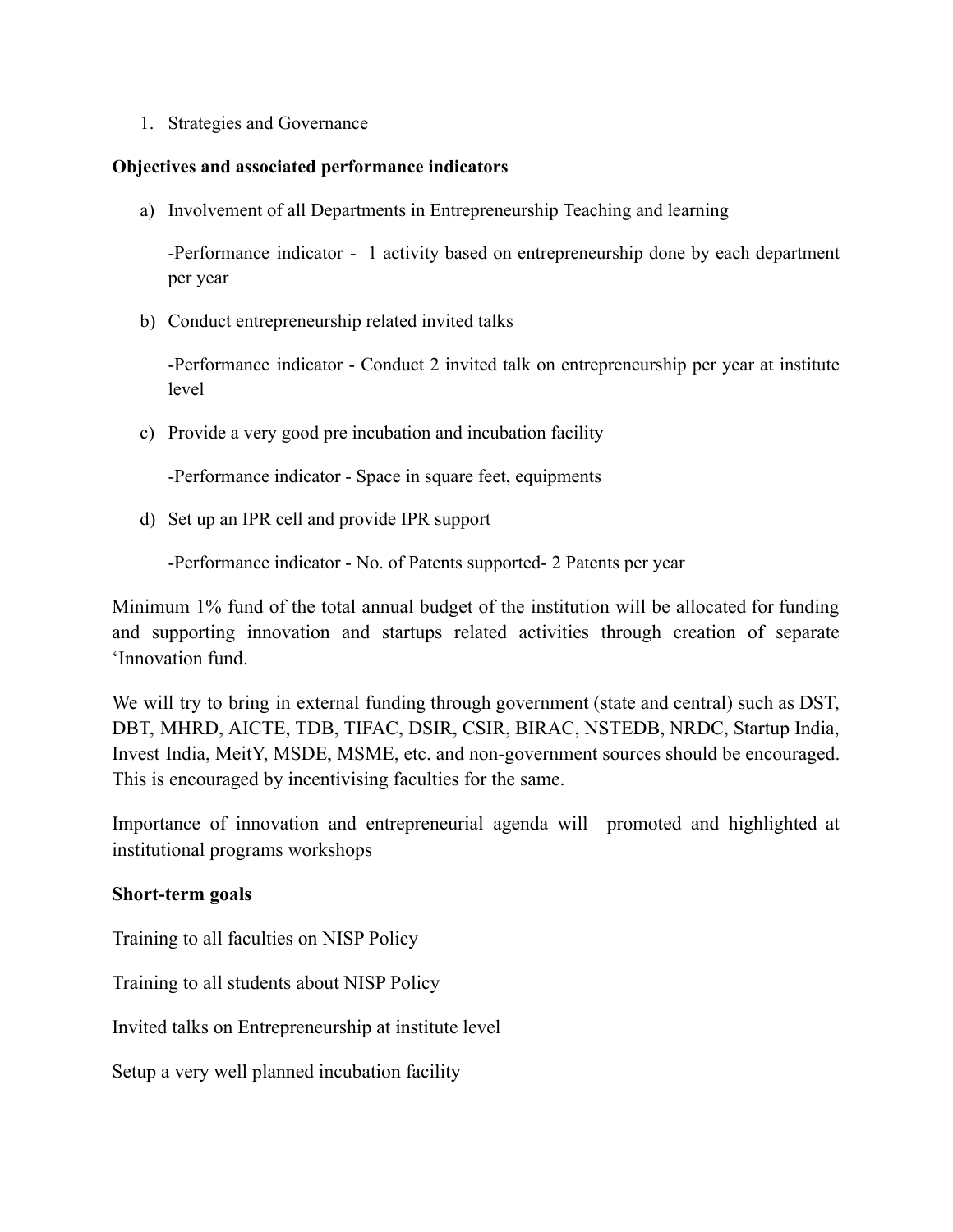1. Strategies and Governance

**Objectives and associated performance indicators**

a) Involvement of all Departments in Entrepreneurship Teaching and learning

   -Performance indicator - 1 activity based on entrepreneurship done by each department per year

b) Conduct entrepreneurship related invited talks

   -Performance indicator - Conduct 2 invited talk on entrepreneurship per year at institute level

c) Provide a very good pre incubation and incubation facility

   -Performance indicator - Space in square feet, equipments

d) Set up an IPR cell and provide IPR support

   -Performance indicator - No. of Patents supported- 2 Patents per year

Minimum 1% fund of the total annual budget of the institution will be allocated for funding and supporting innovation and startups related activities through creation of separate 'Innovation fund.

We will try to bring in external funding through government (state and central) such as DST, DBT, MHRD, AICTE, TDB, TIFAC, DSIR, CSIR, BIRAC, NSTEDB, NRDC, Startup India, Invest India, MeitY, MSDE, MSME, etc. and non-government sources should be encouraged. This is encouraged by incentivising faculties for the same.

Importance of innovation and entrepreneurial agenda will promoted and highlighted at institutional programs workshops

**Short-term goals**

Training to all faculties on NISP Policy

Training to all students about NISP Policy

Invited talks on Entrepreneurship at institute level

Setup a very well planned incubation facility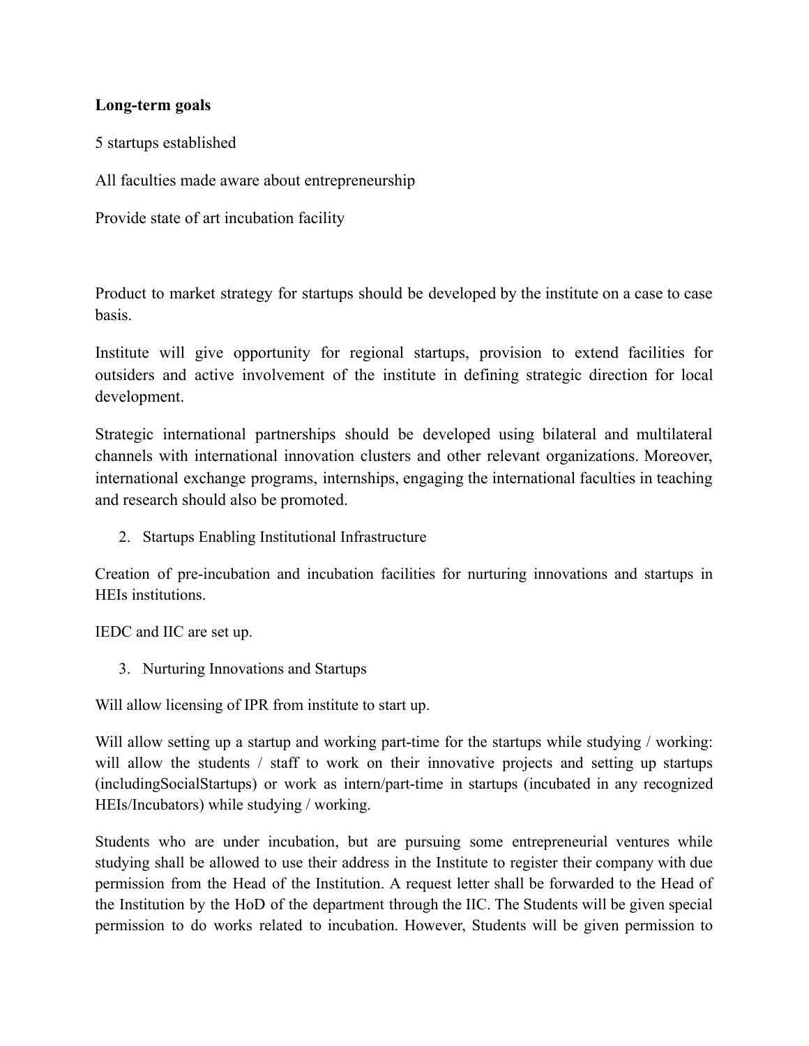**Long-term goals**

5 startups established

All faculties made aware about entrepreneurship

Provide state of art incubation facility

Product to market strategy for startups should be developed by the institute on a case to case basis.

Institute will give opportunity for regional startups, provision to extend facilities for outsiders and active involvement of the institute in defining strategic direction for local development.

Strategic international partnerships should be developed using bilateral and multilateral channels with international innovation clusters and other relevant organizations. Moreover, international exchange programs, internships, engaging the international faculties in teaching and research should also be promoted.

2. Startups Enabling Institutional Infrastructure

Creation of pre-incubation and incubation facilities for nurturing innovations and startups in HEIs institutions.

IEDC and IIC are set up.

3. Nurturing Innovations and Startups

Will allow licensing of IPR from institute to start up.

Will allow setting up a startup and working part-time for the startups while studying / working: will allow the students / staff to work on their innovative projects and setting up startups (includingSocialStartups) or work as intern/part-time in startups (incubated in any recognized HEIs/Incubators) while studying / working.

Students who are under incubation, but are pursuing some entrepreneurial ventures while studying shall be allowed to use their address in the Institute to register their company with due permission from the Head of the Institution. A request letter shall be forwarded to the Head of the Institution by the HoD of the department through the IIC. The Students will be given special permission to do works related to incubation. However, Students will be given permission to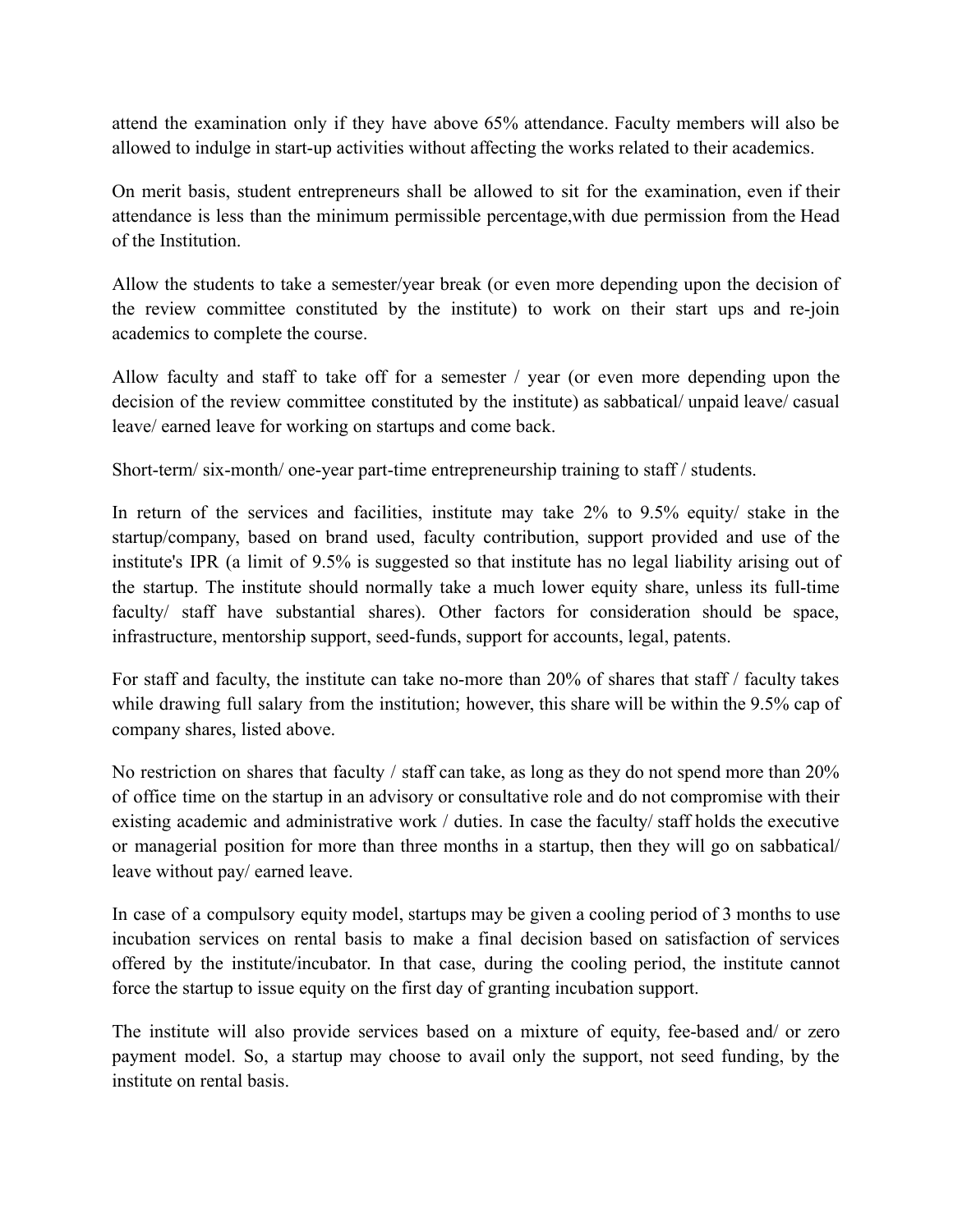attend the examination only if they have above 65% attendance. Faculty members will also be allowed to indulge in start-up activities without affecting the works related to their academics.

On merit basis, student entrepreneurs shall be allowed to sit for the examination, even if their attendance is less than the minimum permissible percentage,with due permission from the Head of the Institution.

Allow the students to take a semester/year break (or even more depending upon the decision of the review committee constituted by the institute) to work on their start ups and re-join academics to complete the course.

Allow faculty and staff to take off for a semester / year (or even more depending upon the decision of the review committee constituted by the institute) as sabbatical/ unpaid leave/ casual leave/ earned leave for working on startups and come back.

Short-term/ six-month/ one-year part-time entrepreneurship training to staff / students.

In return of the services and facilities, institute may take 2% to 9.5% equity/ stake in the startup/company, based on brand used, faculty contribution, support provided and use of the institute's IPR (a limit of 9.5% is suggested so that institute has no legal liability arising out of the startup. The institute should normally take a much lower equity share, unless its full-time faculty/ staff have substantial shares). Other factors for consideration should be space, infrastructure, mentorship support, seed-funds, support for accounts, legal, patents.

For staff and faculty, the institute can take no-more than 20% of shares that staff / faculty takes while drawing full salary from the institution; however, this share will be within the 9.5% cap of company shares, listed above.

No restriction on shares that faculty / staff can take, as long as they do not spend more than 20% of office time on the startup in an advisory or consultative role and do not compromise with their existing academic and administrative work / duties. In case the faculty/ staff holds the executive or managerial position for more than three months in a startup, then they will go on sabbatical/ leave without pay/ earned leave.

In case of a compulsory equity model, startups may be given a cooling period of 3 months to use incubation services on rental basis to make a final decision based on satisfaction of services offered by the institute/incubator. In that case, during the cooling period, the institute cannot force the startup to issue equity on the first day of granting incubation support.

The institute will also provide services based on a mixture of equity, fee-based and/ or zero payment model. So, a startup may choose to avail only the support, not seed funding, by the institute on rental basis.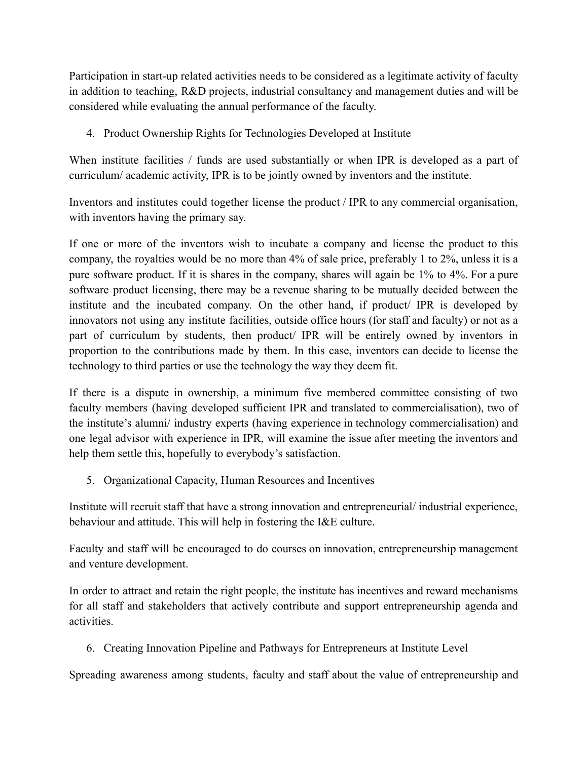Participation in start-up related activities needs to be considered as a legitimate activity of faculty in addition to teaching, R&D projects, industrial consultancy and management duties and will be considered while evaluating the annual performance of the faculty.

4. Product Ownership Rights for Technologies Developed at Institute

When institute facilities / funds are used substantially or when IPR is developed as a part of curriculum/ academic activity, IPR is to be jointly owned by inventors and the institute.

Inventors and institutes could together license the product / IPR to any commercial organisation, with inventors having the primary say.

If one or more of the inventors wish to incubate a company and license the product to this company, the royalties would be no more than 4% of sale price, preferably 1 to 2%, unless it is a pure software product. If it is shares in the company, shares will again be 1% to 4%. For a pure software product licensing, there may be a revenue sharing to be mutually decided between the institute and the incubated company. On the other hand, if product/ IPR is developed by innovators not using any institute facilities, outside office hours (for staff and faculty) or not as a part of curriculum by students, then product/ IPR will be entirely owned by inventors in proportion to the contributions made by them. In this case, inventors can decide to license the technology to third parties or use the technology the way they deem fit.

If there is a dispute in ownership, a minimum five membered committee consisting of two faculty members (having developed sufficient IPR and translated to commercialisation), two of the institute's alumni/ industry experts (having experience in technology commercialisation) and one legal advisor with experience in IPR, will examine the issue after meeting the inventors and help them settle this, hopefully to everybody's satisfaction.

5. Organizational Capacity, Human Resources and Incentives

Institute will recruit staff that have a strong innovation and entrepreneurial/ industrial experience, behaviour and attitude. This will help in fostering the I&E culture.

Faculty and staff will be encouraged to do courses on innovation, entrepreneurship management and venture development.

In order to attract and retain the right people, the institute has incentives and reward mechanisms for all staff and stakeholders that actively contribute and support entrepreneurship agenda and activities.

6. Creating Innovation Pipeline and Pathways for Entrepreneurs at Institute Level

Spreading awareness among students, faculty and staff about the value of entrepreneurship and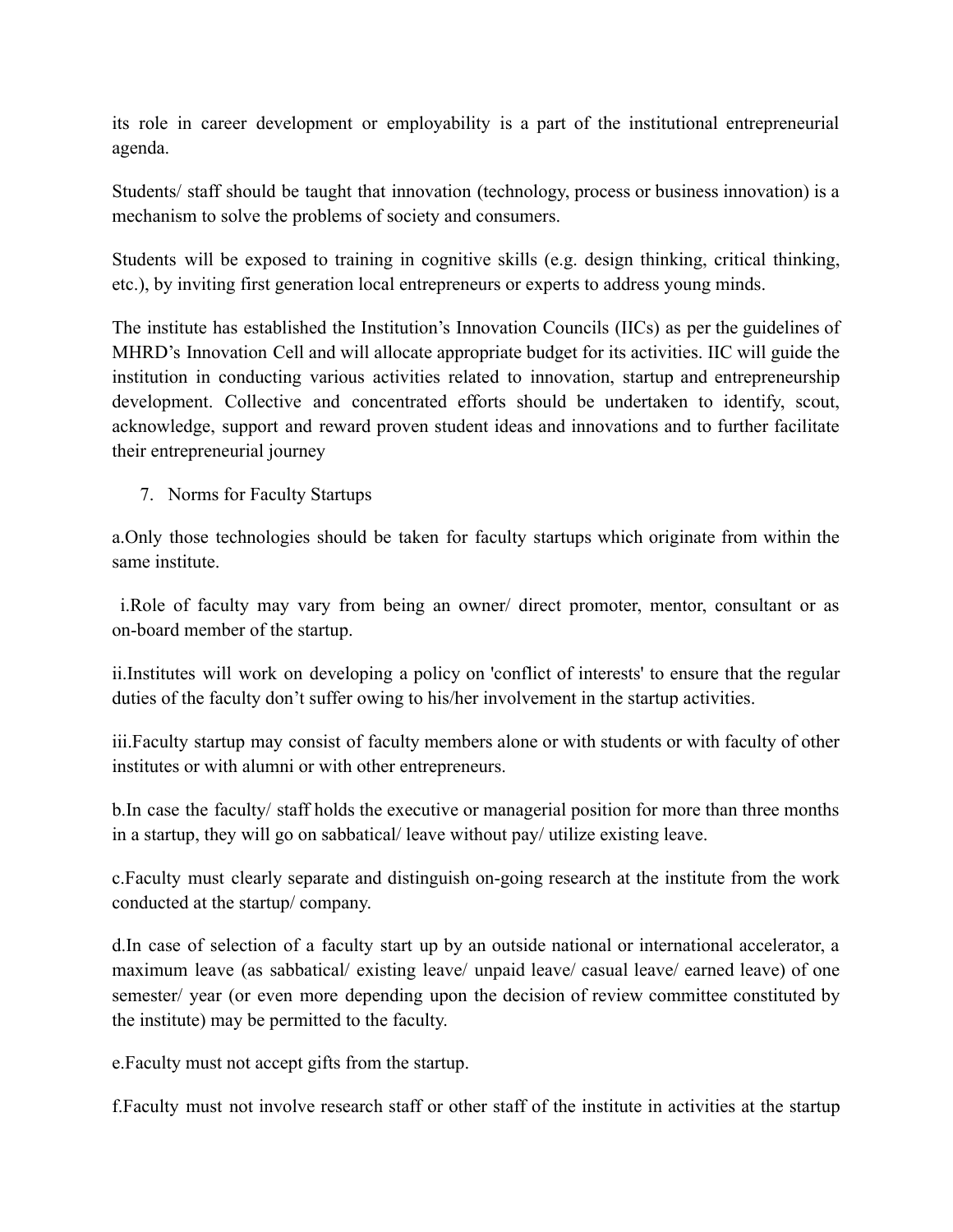its role in career development or employability is a part of the institutional entrepreneurial agenda.

Students/ staff should be taught that innovation (technology, process or business innovation) is a mechanism to solve the problems of society and consumers.

Students will be exposed to training in cognitive skills (e.g. design thinking, critical thinking, etc.), by inviting first generation local entrepreneurs or experts to address young minds.

The institute has established the Institution's Innovation Councils (IICs) as per the guidelines of MHRD's Innovation Cell and will allocate appropriate budget for its activities. IIC will guide the institution in conducting various activities related to innovation, startup and entrepreneurship development. Collective and concentrated efforts should be undertaken to identify, scout, acknowledge, support and reward proven student ideas and innovations and to further facilitate their entrepreneurial journey

7. Norms for Faculty Startups

a.Only those technologies should be taken for faculty startups which originate from within the same institute.

i.Role of faculty may vary from being an owner/ direct promoter, mentor, consultant or as on-board member of the startup.

ii.Institutes will work on developing a policy on 'conflict of interests' to ensure that the regular duties of the faculty don't suffer owing to his/her involvement in the startup activities.

iii.Faculty startup may consist of faculty members alone or with students or with faculty of other institutes or with alumni or with other entrepreneurs.

b.In case the faculty/ staff holds the executive or managerial position for more than three months in a startup, they will go on sabbatical/ leave without pay/ utilize existing leave.

c.Faculty must clearly separate and distinguish on-going research at the institute from the work conducted at the startup/ company.

d.In case of selection of a faculty start up by an outside national or international accelerator, a maximum leave (as sabbatical/ existing leave/ unpaid leave/ casual leave/ earned leave) of one semester/ year (or even more depending upon the decision of review committee constituted by the institute) may be permitted to the faculty.

e.Faculty must not accept gifts from the startup.

f.Faculty must not involve research staff or other staff of the institute in activities at the startup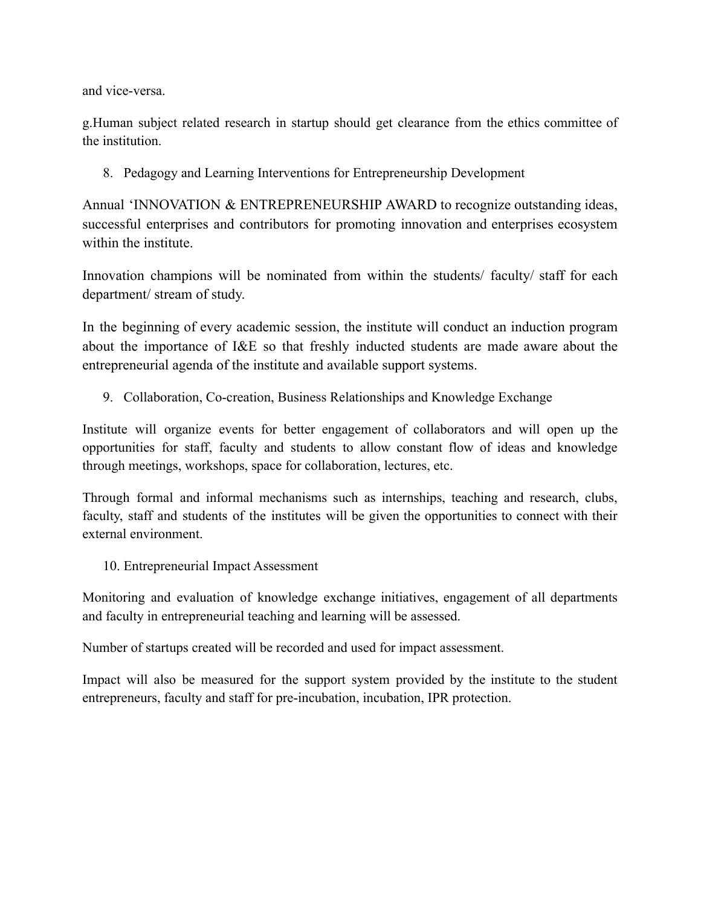and vice-versa.

g.Human subject related research in startup should get clearance from the ethics committee of the institution.

8. Pedagogy and Learning Interventions for Entrepreneurship Development

Annual 'INNOVATION & ENTREPRENEURSHIP AWARD to recognize outstanding ideas, successful enterprises and contributors for promoting innovation and enterprises ecosystem within the institute.

Innovation champions will be nominated from within the students/ faculty/ staff for each department/ stream of study.

In the beginning of every academic session, the institute will conduct an induction program about the importance of I&E so that freshly inducted students are made aware about the entrepreneurial agenda of the institute and available support systems.

9. Collaboration, Co-creation, Business Relationships and Knowledge Exchange

Institute will organize events for better engagement of collaborators and will open up the opportunities for staff, faculty and students to allow constant flow of ideas and knowledge through meetings, workshops, space for collaboration, lectures, etc.

Through formal and informal mechanisms such as internships, teaching and research, clubs, faculty, staff and students of the institutes will be given the opportunities to connect with their external environment.

10. Entrepreneurial Impact Assessment

Monitoring and evaluation of knowledge exchange initiatives, engagement of all departments and faculty in entrepreneurial teaching and learning will be assessed.

Number of startups created will be recorded and used for impact assessment.

Impact will also be measured for the support system provided by the institute to the student entrepreneurs, faculty and staff for pre-incubation, incubation, IPR protection.